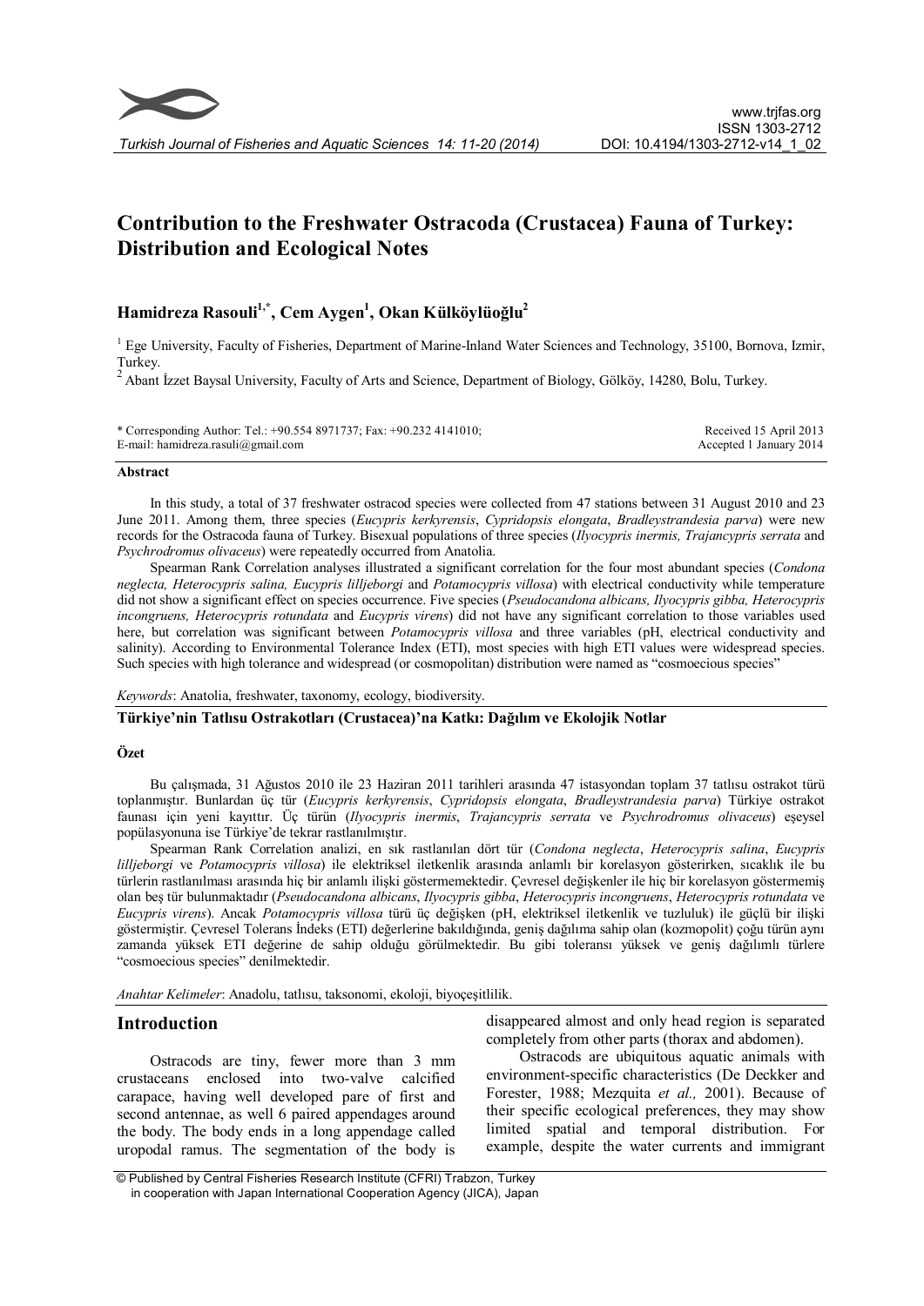# Contribution to the Freshwater Ostracoda (Crustacea) Fauna of Turkey: Distribution and Ecological Notes

**Hamidreza Rasouli[1,*], Cem Aygen[1], Okan Külköylüoğlu[2]**

[1] Ege University, Faculty of Fisheries, Department of Marine-Inland Water Sciences and Technology, 35100, Bornova, Izmir, Turkey.

[2] Abant İzzet Baysal University, Faculty of Arts and Science, Department of Biology, Gölköy, 14280, Bolu, Turkey.

\* Corresponding Author: Tel.: +90.554 8971737; Fax: +90.232 4141010;
E-mail: hamidreza.rasuli@gmail.com

Received 15 April 2013
Accepted 1 January 2014

## Abstract

In this study, a total of 37 freshwater ostracod species were collected from 47 stations between 31 August 2010 and 23 June 2011. Among them, three species (*Eucypris kerkyrensis*, *Cypridopsis elongata*, *Bradleystrandesia parva*) were new records for the Ostracoda fauna of Turkey. Bisexual populations of three species (*Ilyocypris inermis, Trajancypris serrata* and *Psychrodromus olivaceus*) were repeatedly occurred from Anatolia.

Spearman Rank Correlation analyses illustrated a significant correlation for the four most abundant species (*Condona neglecta, Heterocypris salina, Eucypris lilljeborgi* and *Potamocypris villosa*) with electrical conductivity while temperature did not show a significant effect on species occurrence. Five species (*Pseudocandona albicans, Ilyocypris gibba, Heterocypris incongruens, Heterocypris rotundata* and *Eucypris virens*) did not have any significant correlation to those variables used here, but correlation was significant between *Potamocypris villosa* and three variables (pH, electrical conductivity and salinity). According to Environmental Tolerance Index (ETI), most species with high ETI values were widespread species. Such species with high tolerance and widespread (or cosmopolitan) distribution were named as "cosmoecious species"

*Keywords*: Anatolia, freshwater, taxonomy, ecology, biodiversity.

## Türkiye'nin Tatlısu Ostrakotları (Crustacea)'na Katkı: Dağılım ve Ekolojik Notlar

### Özet

Bu çalışmada, 31 Ağustos 2010 ile 23 Haziran 2011 tarihleri arasında 47 istasyondan toplam 37 tatlısu ostrakot türü toplanmıştır. Bunlardan üç tür (*Eucypris kerkyrensis*, *Cypridopsis elongata*, *Bradleystrandesia parva*) Türkiye ostrakot faunası için yeni kayıttır. Üç türün (*Ilyocypris inermis*, *Trajancypris serrata* ve *Psychrodromus olivaceus*) eşeysel popülasyonuna ise Türkiye'de tekrar rastlanılmıştır.

Spearman Rank Correlation analizi, en sık rastlanılan dört tür (*Condona neglecta*, *Heterocypris salina*, *Eucypris lilljeborgi* ve *Potamocypris villosa*) ile elektriksel iletkenlik arasında anlamlı bir korelasyon gösterirken, sıcaklık ile bu türlerin rastlanılması arasında hiç bir anlamlı ilişki göstermemektedir. Çevresel değişkenler ile hiç bir korelasyon göstermemiş olan beş tür bulunmaktadır (*Pseudocandona albicans*, *Ilyocypris gibba*, *Heterocypris incongruens*, *Heterocypris rotundata* ve *Eucypris virens*). Ancak *Potamocypris villosa* türü üç değişken (pH, elektriksel iletkenlik ve tuzluluk) ile güçlü bir ilişki göstermiştir. Çevresel Tolerans İndeks (ETI) değerlerine bakıldığında, geniş dağılıma sahip olan (kozmopolit) çoğu türün aynı zamanda yüksek ETI değerine de sahip olduğu görülmektedir. Bu gibi toleransı yüksek ve geniş dağılımlı türlere "cosmoecious species" denilmektedir.

*Anahtar Kelimeler*: Anadolu, tatlısu, taksonomi, ekoloji, biyoçeşitlilik.

## Introduction

Ostracods are tiny, fewer more than 3 mm crustaceans enclosed into two-valve calcified carapace, having well developed pare of first and second antennae, as well 6 paired appendages around the body. The body ends in a long appendage called uropodal ramus. The segmentation of the body is disappeared almost and only head region is separated completely from other parts (thorax and abdomen).

Ostracods are ubiquitous aquatic animals with environment-specific characteristics (De Deckker and Forester, 1988; Mezquita *et al.,* 2001). Because of their specific ecological preferences, they may show limited spatial and temporal distribution. For example, despite the water currents and immigrant

© Published by Central Fisheries Research Institute (CFRI) Trabzon, Turkey in cooperation with Japan International Cooperation Agency (JICA), Japan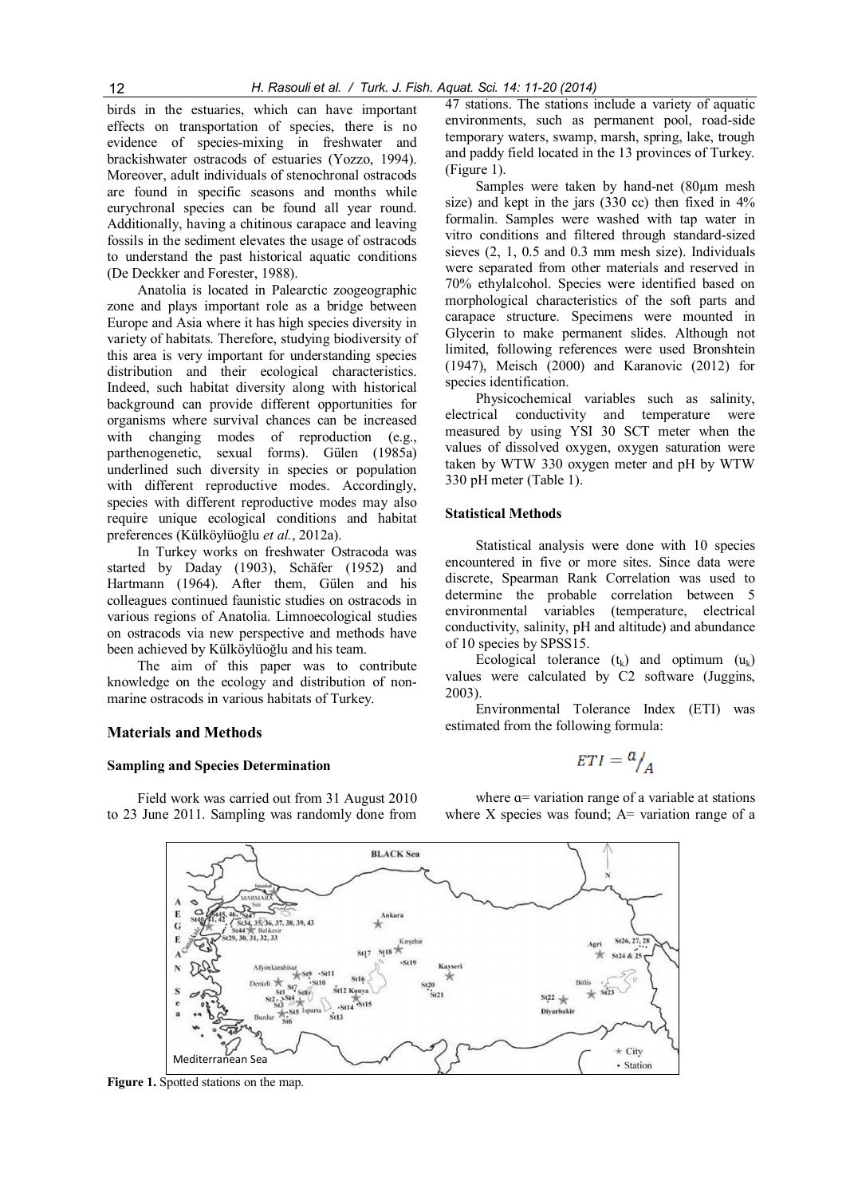birds in the estuaries, which can have important effects on transportation of species, there is no evidence of species-mixing in freshwater and brackishwater ostracods of estuaries (Yozzo, 1994). Moreover, adult individuals of stenochronal ostracods are found in specific seasons and months while eurychronal species can be found all year round. Additionally, having a chitinous carapace and leaving fossils in the sediment elevates the usage of ostracods to understand the past historical aquatic conditions (De Deckker and Forester, 1988).

Anatolia is located in Palearctic zoogeographic zone and plays important role as a bridge between Europe and Asia where it has high species diversity in variety of habitats. Therefore, studying biodiversity of this area is very important for understanding species distribution and their ecological characteristics. Indeed, such habitat diversity along with historical background can provide different opportunities for organisms where survival chances can be increased with changing modes of reproduction (e.g., parthenogenetic, sexual forms). Gülen (1985a) underlined such diversity in species or population with different reproductive modes. Accordingly, species with different reproductive modes may also require unique ecological conditions and habitat preferences (Külköylüoğlu *et al.*, 2012a).

In Turkey works on freshwater Ostracoda was started by Daday (1903), Schäfer (1952) and Hartmann (1964). After them, Gülen and his colleagues continued faunistic studies on ostracods in various regions of Anatolia. Limnoecological studies on ostracods via new perspective and methods have been achieved by Külköylüoğlu and his team.

The aim of this paper was to contribute knowledge on the ecology and distribution of non-marine ostracods in various habitats of Turkey.

## Materials and Methods

### Sampling and Species Determination

Field work was carried out from 31 August 2010 to 23 June 2011. Sampling was randomly done from 47 stations. The stations include a variety of aquatic environments, such as permanent pool, road-side temporary waters, swamp, marsh, spring, lake, trough and paddy field located in the 13 provinces of Turkey. (Figure 1).

Samples were taken by hand-net (80µm mesh size) and kept in the jars (330 cc) then fixed in 4% formalin. Samples were washed with tap water in vitro conditions and filtered through standard-sized sieves (2, 1, 0.5 and 0.3 mm mesh size). Individuals were separated from other materials and reserved in 70% ethylalcohol. Species were identified based on morphological characteristics of the soft parts and carapace structure. Specimens were mounted in Glycerin to make permanent slides. Although not limited, following references were used Bronshtein (1947), Meisch (2000) and Karanovic (2012) for species identification.

Physicochemical variables such as salinity, electrical conductivity and temperature were measured by using YSI 30 SCT meter when the values of dissolved oxygen, oxygen saturation were taken by WTW 330 oxygen meter and pH by WTW 330 pH meter (Table 1).

### Statistical Methods

Statistical analysis were done with 10 species encountered in five or more sites. Since data were discrete, Spearman Rank Correlation was used to determine the probable correlation between 5 environmental variables (temperature, electrical conductivity, salinity, pH and altitude) and abundance of 10 species by SPSS15.

Ecological tolerance ($t_k$) and optimum ($u_k$) values were calculated by C2 software (Juggins, 2003).

Environmental Tolerance Index (ETI) was estimated from the following formula:

$$ETI = a/A$$

where a= variation range of a variable at stations where X species was found; A= variation range of a

**Figure 1.** Spotted stations on the map.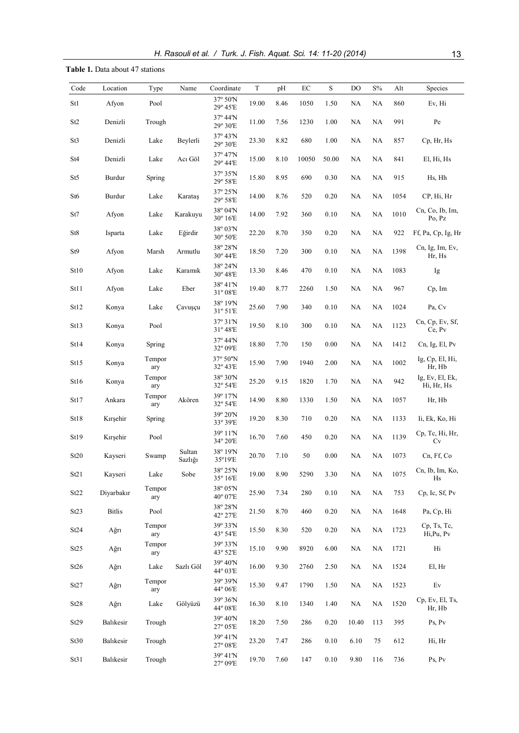**Table 1.** Data about 47 stations

| Code | Location | Type | Name | Coordinate | T | pH | EC | S | DO | S% | Alt | Species |
|---|---|---|---|---|---|---|---|---|---|---|---|---|
| St1 | Afyon | Pool | | 37º 50'N 29º 45'E | 19.00 | 8.46 | 1050 | 1.50 | NA | NA | 860 | Ev, Hi |
| St2 | Denizli | Trough | | 37º 44'N 29º 30'E | 11.00 | 7.56 | 1230 | 1.00 | NA | NA | 991 | Pe |
| St3 | Denizli | Lake | Beylerli | 37º 43'N 29º 30'E | 23.30 | 8.82 | 680 | 1.00 | NA | NA | 857 | Cp, Hr, Hs |
| St4 | Denizli | Lake | Acı Göl | 37º 47'N 29º 44'E | 15.00 | 8.10 | 10050 | 50.00 | NA | NA | 841 | El, Hi, Hs |
| St5 | Burdur | Spring | | 37º 35'N 29º 58'E | 15.80 | 8.95 | 690 | 0.30 | NA | NA | 915 | Hs, Hh |
| St6 | Burdur | Lake | Karataş | 37º 25'N 29º 58'E | 14.00 | 8.76 | 520 | 0.20 | NA | NA | 1054 | CP, Hi, Hr |
| St7 | Afyon | Lake | Karakuyu | 38º 04'N 30º 16'E | 14.00 | 7.92 | 360 | 0.10 | NA | NA | 1010 | Cn, Co, Ib, Im, Po, Pz |
| St8 | Isparta | Lake | Eğirdir | 38º 03'N 30º 50'E | 22.20 | 8.70 | 350 | 0.20 | NA | NA | 922 | Ff, Pa, Cp, Ig, Hr |
| St9 | Afyon | Marsh | Armutlu | 38º 28'N 30º 44'E | 18.50 | 7.20 | 300 | 0.10 | NA | NA | 1398 | Cn, Ig, Im, Ev, Hr, Hs |
| St10 | Afyon | Lake | Karamık | 38º 24'N 30º 48'E | 13.30 | 8.46 | 470 | 0.10 | NA | NA | 1083 | Ig |
| St11 | Afyon | Lake | Eber | 38º 41'N 31º 08'E | 19.40 | 8.77 | 2260 | 1.50 | NA | NA | 967 | Cp, Im |
| St12 | Konya | Lake | Çavuşçu | 38º 19'N 31º 51'E | 25.60 | 7.90 | 340 | 0.10 | NA | NA | 1024 | Pa, Cv |
| St13 | Konya | Pool | | 37º 31'N 31º 48'E | 19.50 | 8.10 | 300 | 0.10 | NA | NA | 1123 | Cn, Cp, Ev, Sf, Ce, Pv |
| St14 | Konya | Spring | | 37º 44'N 32º 09'E | 18.80 | 7.70 | 150 | 0.00 | NA | NA | 1412 | Cn, Ig, El, Pv |
| St15 | Konya | Temporary | | 37º 50''N 32º 43'E | 15.90 | 7.90 | 1940 | 2.00 | NA | NA | 1002 | Ig, Cp, El, Hi, Hr, Hb |
| St16 | Konya | Temporary | | 38º 30'N 32º 54'E | 25.20 | 9.15 | 1820 | 1.70 | NA | NA | 942 | Ig, Ev, El, Ek, Hi, Hr, Hs |
| St17 | Ankara | Temporary | Akören | 39º 17'N 32º 54'E | 14.90 | 8.80 | 1330 | 1.50 | NA | NA | 1057 | Hr, Hb |
| St18 | Kırşehir | Spring | | 39º 20'N 33º 39'E | 19.20 | 8.30 | 710 | 0.20 | NA | NA | 1133 | Ii, Ek, Ko, Hi |
| St19 | Kırşehir | Pool | | 39º 11'N 34º 20'E | 16.70 | 7.60 | 450 | 0.20 | NA | NA | 1139 | Cp, Tc, Hi, Hr, Cv |
| St20 | Kayseri | Swamp | Sultan Sazlığı | 38º 19'N 35º19'E | 20.70 | 7.10 | 50 | 0.00 | NA | NA | 1073 | Cn, Ff, Co |
| St21 | Kayseri | Lake | Sobe | 38º 25'N 35º 16'E | 19.00 | 8.90 | 5290 | 3.30 | NA | NA | 1075 | Cn, Ib, Im, Ko, Hs |
| St22 | Diyarbakır | Temporary | | 38º 05'N 40º 07'E | 25.90 | 7.34 | 280 | 0.10 | NA | NA | 753 | Cp, Ic, Sf, Pv |
| St23 | Bitlis | Pool | | 38º 28'N 42º 27'E | 21.50 | 8.70 | 460 | 0.20 | NA | NA | 1648 | Pa, Cp, Hi |
| St24 | Ağrı | Temporary | | 39º 33'N 43º 54'E | 15.50 | 8.30 | 520 | 0.20 | NA | NA | 1723 | Cp, Ts, Tc, Hi,Pu, Pv |
| St25 | Ağrı | Temporary | | 39º 33'N 43º 52'E | 15.10 | 9.90 | 8920 | 6.00 | NA | NA | 1721 | Hi |
| St26 | Ağrı | Lake | Sazlı Göl | 39º 40'N 44º 03'E | 16.00 | 9.30 | 2760 | 2.50 | NA | NA | 1524 | El, Hr |
| St27 | Ağrı | Temporary | | 39º 39'N 44º 06'E | 15.30 | 9.47 | 1790 | 1.50 | NA | NA | 1523 | Ev |
| St28 | Ağrı | Lake | Gölyüzü | 39º 36'N 44º 08'E | 16.30 | 8.10 | 1340 | 1.40 | NA | NA | 1520 | Cp, Ev, El, Ts, Hr, Hb |
| St29 | Balıkesir | Trough | | 39º 40'N 27º 05'E | 18.20 | 7.50 | 286 | 0.20 | 10.40 | 113 | 395 | Ps, Pv |
| St30 | Balıkesir | Trough | | 39º 41'N 27º 08'E | 23.20 | 7.47 | 286 | 0.10 | 6.10 | 75 | 612 | Hi, Hr |
| St31 | Balıkesir | Trough | | 39º 41'N 27º 09'E | 19.70 | 7.60 | 147 | 0.10 | 9.80 | 116 | 736 | Ps, Pv |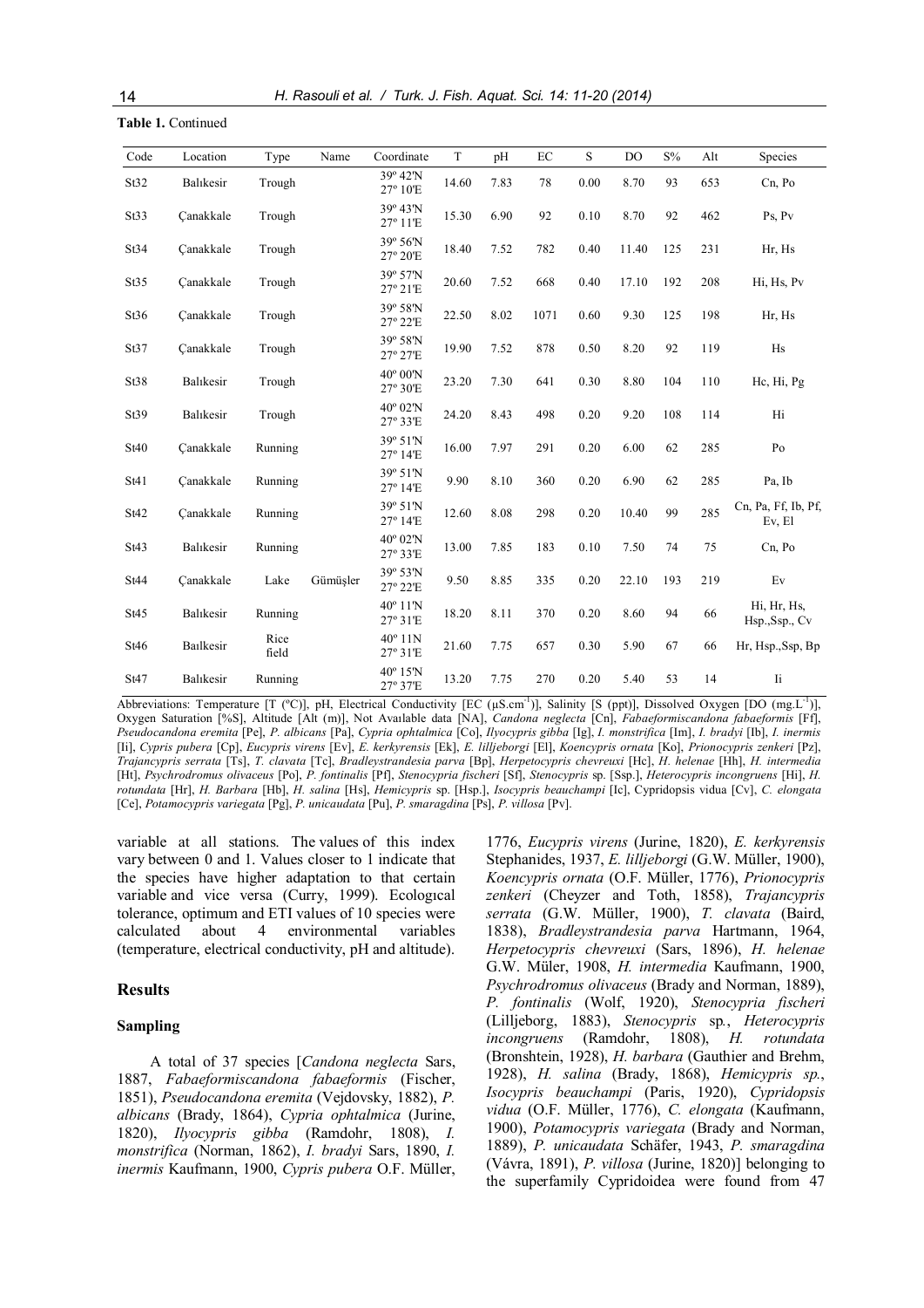**Table 1.** Continued

| Code | Location | Type | Name | Coordinate | T | pH | EC | S | DO | S% | Alt | Species |
|---|---|---|---|---|---|---|---|---|---|---|---|---|
| St32 | Balıkesir | Trough | | 39º 42'N 27º 10'E | 14.60 | 7.83 | 78 | 0.00 | 8.70 | 93 | 653 | Cn, Po |
| St33 | Çanakkale | Trough | | 39º 43'N 27º 11'E | 15.30 | 6.90 | 92 | 0.10 | 8.70 | 92 | 462 | Ps, Pv |
| St34 | Çanakkale | Trough | | 39º 56'N 27º 20'E | 18.40 | 7.52 | 782 | 0.40 | 11.40 | 125 | 231 | Hr, Hs |
| St35 | Çanakkale | Trough | | 39º 57'N 27º 21'E | 20.60 | 7.52 | 668 | 0.40 | 17.10 | 192 | 208 | Hi, Hs, Pv |
| St36 | Çanakkale | Trough | | 39º 58'N 27º 22'E | 22.50 | 8.02 | 1071 | 0.60 | 9.30 | 125 | 198 | Hr, Hs |
| St37 | Çanakkale | Trough | | 39º 58'N 27º 27'E | 19.90 | 7.52 | 878 | 0.50 | 8.20 | 92 | 119 | Hs |
| St38 | Balıkesir | Trough | | 40º 00'N 27º 30'E | 23.20 | 7.30 | 641 | 0.30 | 8.80 | 104 | 110 | Hc, Hi, Pg |
| St39 | Balıkesir | Trough | | 40º 02'N 27º 33'E | 24.20 | 8.43 | 498 | 0.20 | 9.20 | 108 | 114 | Hi |
| St40 | Çanakkale | Running | | 39º 51'N 27º 14'E | 16.00 | 7.97 | 291 | 0.20 | 6.00 | 62 | 285 | Po |
| St41 | Çanakkale | Running | | 39º 51'N 27º 14'E | 9.90 | 8.10 | 360 | 0.20 | 6.90 | 62 | 285 | Pa, Ib |
| St42 | Çanakkale | Running | | 39º 51'N 27º 14'E | 12.60 | 8.08 | 298 | 0.20 | 10.40 | 99 | 285 | Cn, Pa, Ff, Ib, Pf, Ev, El |
| St43 | Balıkesir | Running | | 40º 02'N 27º 33'E | 13.00 | 7.85 | 183 | 0.10 | 7.50 | 74 | 75 | Cn, Po |
| St44 | Çanakkale | Lake | Gümüşler | 39º 53'N 27º 22'E | 9.50 | 8.85 | 335 | 0.20 | 22.10 | 193 | 219 | Ev |
| St45 | Balıkesir | Running | | 40º 11'N 27º 31'E | 18.20 | 8.11 | 370 | 0.20 | 8.60 | 94 | 66 | Hi, Hr, Hs, Hsp.,Ssp., Cv |
| St46 | Bailkesir | Rice field | | 40º 11N 27º 31'E | 21.60 | 7.75 | 657 | 0.30 | 5.90 | 67 | 66 | Hr, Hsp.,Ssp, Bp |
| St47 | Balıkesir | Running | | 40º 15'N 27º 37'E | 13.20 | 7.75 | 270 | 0.20 | 5.40 | 53 | 14 | Ii |

Abbreviations: Temperature [T (ºC)], pH, Electrical Conductivity [EC (μS.cm$^{-1}$)], Salinity [S (ppt)], Dissolved Oxygen [DO (mg.L$^{-1}$)], Oxygen Saturation [%S], Altitude [Alt (m)], Not Avaılable data [NA], *Candona neglecta* [Cn], *Fabaeformiscandona fabaeformis* [Ff], *Pseudocandona eremita* [Pe], *P. albicans* [Pa], *Cypria ophtalmica* [Co], *Ilyocypris gibba* [Ig], *I. monstrifica* [Im], *I. bradyi* [Ib], *I. inermis* [Ii], *Cypris pubera* [Cp], *Eucypris virens* [Ev], *E. kerkyrensis* [Ek], *E. lilljeborgi* [El], *Koencypris ornata* [Ko], *Prionocypris zenkeri* [Pz], *Trajancypris serrata* [Ts], *T. clavata* [Tc], *Bradleystrandesia parva* [Bp], *Herpetocypris chevreuxi* [Hc], *H. helenae* [Hh], *H. intermedia* [Ht], *Psychrodromus olivaceus* [Po], *P. fontinalis* [Pf], *Stenocypria fischeri* [Sf], *Stenocypris* sp. [Ssp.], *Heterocypris incongruens* [Hi], *H. rotundata* [Hr], *H. Barbara* [Hb], *H. salina* [Hs], *Hemicypris* sp. [Hsp.], *Isocypris beauchampi* [Ic], Cypridopsis vidua [Cv], *C. elongata* [Ce], *Potamocypris variegata* [Pg], *P. unicaudata* [Pu], *P. smaragdina* [Ps], *P. villosa* [Pv].

variable at all stations. The values of this index vary between 0 and 1. Values closer to 1 indicate that the species have higher adaptation to that certain variable and vice versa (Curry, 1999). Ecologıcal tolerance, optimum and ETI values of 10 species were calculated about 4 environmental variables (temperature, electrical conductivity, pH and altitude).

## Results

### Sampling

A total of 37 species [*Candona neglecta* Sars, 1887, *Fabaeformiscandona fabaeformis* (Fischer, 1851), *Pseudocandona eremita* (Vejdovsky, 1882), *P. albicans* (Brady, 1864), *Cypria ophtalmica* (Jurine, 1820), *Ilyocypris gibba* (Ramdohr, 1808), *I. monstrifica* (Norman, 1862), *I. bradyi* Sars, 1890, *I. inermis* Kaufmann, 1900, *Cypris pubera* O.F. Müller, 1776, *Eucypris virens* (Jurine, 1820), *E. kerkyrensis* Stephanides, 1937, *E. lilljeborgi* (G.W. Müller, 1900), *Koencypris ornata* (O.F. Müller, 1776), *Prionocypris zenkeri* (Cheyzer and Toth, 1858), *Trajancypris serrata* (G.W. Müller, 1900), *T. clavata* (Baird, 1838), *Bradleystrandesia parva* Hartmann, 1964, *Herpetocypris chevreuxi* (Sars, 1896), *H. helenae* G.W. Müler, 1908, *H. intermedia* Kaufmann, 1900, *Psychrodromus olivaceus* (Brady and Norman, 1889), *P. fontinalis* (Wolf, 1920), *Stenocypria fischeri* (Lilljeborg, 1883), *Stenocypris* sp., *Heterocypris incongruens* (Ramdohr, 1808), *H. rotundata* (Bronshtein, 1928), *H. barbara* (Gauthier and Brehm, 1928), *H. salina* (Brady, 1868), *Hemicypris sp.*, *Isocypris beauchampi* (Paris, 1920), *Cypridopsis vidua* (O.F. Müller, 1776), *C. elongata* (Kaufmann, 1900), *Potamocypris variegata* (Brady and Norman, 1889), *P. unicaudata* Schäfer, 1943, *P. smaragdina* (Vávra, 1891), *P. villosa* (Jurine, 1820)] belonging to the superfamily Cypridoidea were found from 47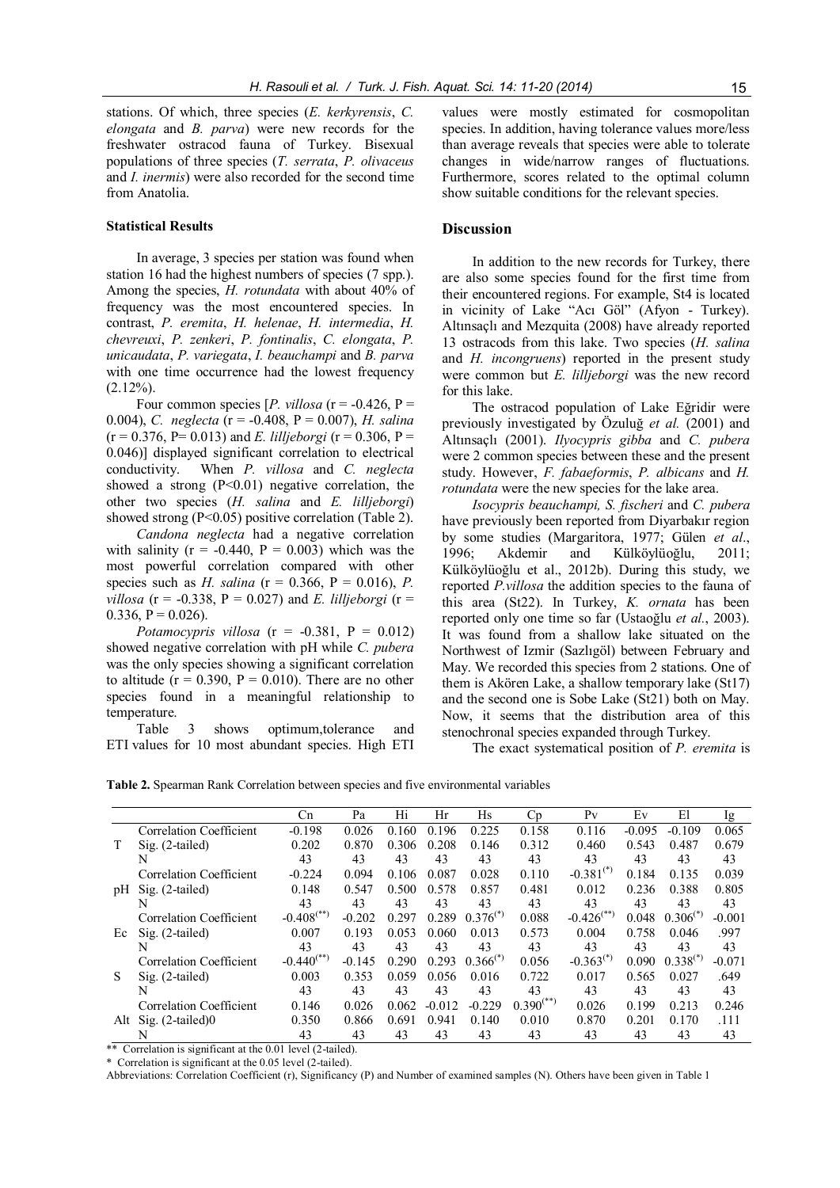stations. Of which, three species (*E. kerkyrensis*, *C. elongata* and *B. parva*) were new records for the freshwater ostracod fauna of Turkey. Bisexual populations of three species (*T. serrata*, *P. olivaceus* and *I. inermis*) were also recorded for the second time from Anatolia.

### Statistical Results

In average, 3 species per station was found when station 16 had the highest numbers of species (7 spp.). Among the species, *H. rotundata* with about 40% of frequency was the most encountered species. In contrast, *P. eremita*, *H. helenae*, *H. intermedia*, *H. chevreuxi*, *P. zenkeri*, *P. fontinalis*, *C. elongata*, *P. unicaudata*, *P. variegata*, *I. beauchampi* and *B. parva* with one time occurrence had the lowest frequency (2.12%).

Four common species [*P. villosa* (r = -0.426, P = 0.004), *C. neglecta* (r = -0.408, P = 0.007), *H. salina* (r = 0.376, P= 0.013) and *E. lilljeborgi* (r = 0.306, P = 0.046)] displayed significant correlation to electrical conductivity. When *P. villosa* and *C. neglecta* showed a strong (P<0.01) negative correlation, the other two species (*H. salina* and *E. lilljeborgi*) showed strong (P<0.05) positive correlation (Table 2).

*Candona neglecta* had a negative correlation with salinity (r = -0.440, P = 0.003) which was the most powerful correlation compared with other species such as *H. salina* (r = 0.366, P = 0.016), *P. villosa* (r = -0.338, P = 0.027) and *E. lilljeborgi* (r = 0.336, P = 0.026).

*Potamocypris villosa* (r = -0.381, P = 0.012) showed negative correlation with pH while *C. pubera* was the only species showing a significant correlation to altitude (r = 0.390, P = 0.010). There are no other species found in a meaningful relationship to temperature.

Table 3 shows optimum,tolerance and ETI values for 10 most abundant species. High ETI values were mostly estimated for cosmopolitan species. In addition, having tolerance values more/less than average reveals that species were able to tolerate changes in wide/narrow ranges of fluctuations. Furthermore, scores related to the optimal column show suitable conditions for the relevant species.

## Discussion

In addition to the new records for Turkey, there are also some species found for the first time from their encountered regions. For example, St4 is located in vicinity of Lake "Acı Göl" (Afyon - Turkey). Altınsaçlı and Mezquita (2008) have already reported 13 ostracods from this lake. Two species (*H. salina* and *H. incongruens*) reported in the present study were common but *E. lilljeborgi* was the new record for this lake.

The ostracod population of Lake Eğridir were previously investigated by Özuluğ *et al.* (2001) and Altınsaçlı (2001). *Ilyocypris gibba* and *C. pubera* were 2 common species between these and the present study. However, *F. fabaeformis*, *P. albicans* and *H. rotundata* were the new species for the lake area.

*Isocypris beauchampi, S. fischeri* and *C. pubera* have previously been reported from Diyarbakır region by some studies (Margaritora, 1977; Gülen *et al*., 1996; Akdemir and Külköylüoğlu, 2011; Külköylüoğlu et al., 2012b). During this study, we reported *P.villosa* the addition species to the fauna of this area (St22). In Turkey, *K. ornata* has been reported only one time so far (Ustaoğlu *et al.*, 2003). It was found from a shallow lake situated on the Northwest of Izmir (Sazlıgöl) between February and May. We recorded this species from 2 stations. One of them is Akören Lake, a shallow temporary lake (St17) and the second one is Sobe Lake (St21) both on May. Now, it seems that the distribution area of this stenochronal species expanded through Turkey.

The exact systematical position of *P. eremita* is

**Table 2.** Spearman Rank Correlation between species and five environmental variables

| | | Cn | Pa | Hi | Hr | Hs | Cp | Pv | Ev | El | Ig |
|---|---|---|---|---|---|---|---|---|---|---|---|
| T | Correlation Coefficient | -0.198 | 0.026 | 0.160 | 0.196 | 0.225 | 0.158 | 0.116 | -0.095 | -0.109 | 0.065 |
| | Sig. (2-tailed) | 0.202 | 0.870 | 0.306 | 0.208 | 0.146 | 0.312 | 0.460 | 0.543 | 0.487 | 0.679 |
| | N | 43 | 43 | 43 | 43 | 43 | 43 | 43 | 43 | 43 | 43 |
| pH | Correlation Coefficient | -0.224 | 0.094 | 0.106 | 0.087 | 0.028 | 0.110 | -0.381(*) | 0.184 | 0.135 | 0.039 |
| | Sig. (2-tailed) | 0.148 | 0.547 | 0.500 | 0.578 | 0.857 | 0.481 | 0.012 | 0.236 | 0.388 | 0.805 |
| | N | 43 | 43 | 43 | 43 | 43 | 43 | 43 | 43 | 43 | 43 |
| Ec | Correlation Coefficient | -0.408(**) | -0.202 | 0.297 | 0.289 | 0.376(*) | 0.088 | -0.426(**) | 0.048 | 0.306(*) | -0.001 |
| | Sig. (2-tailed) | 0.007 | 0.193 | 0.053 | 0.060 | 0.013 | 0.573 | 0.004 | 0.758 | 0.046 | .997 |
| | N | 43 | 43 | 43 | 43 | 43 | 43 | 43 | 43 | 43 | 43 |
| S | Correlation Coefficient | -0.440(**) | -0.145 | 0.290 | 0.293 | 0.366(*) | 0.056 | -0.363(*) | 0.090 | 0.338(*) | -0.071 |
| | Sig. (2-tailed) | 0.003 | 0.353 | 0.059 | 0.056 | 0.016 | 0.722 | 0.017 | 0.565 | 0.027 | .649 |
| | N | 43 | 43 | 43 | 43 | 43 | 43 | 43 | 43 | 43 | 43 |
| Alt | Correlation Coefficient | 0.146 | 0.026 | 0.062 | -0.012 | -0.229 | 0.390(**) | 0.026 | 0.199 | 0.213 | 0.246 |
| | Sig. (2-tailed)0 | 0.350 | 0.866 | 0.691 | 0.941 | 0.140 | 0.010 | 0.870 | 0.201 | 0.170 | .111 |
| | N | 43 | 43 | 43 | 43 | 43 | 43 | 43 | 43 | 43 | 43 |

** Correlation is significant at the 0.01 level (2-tailed).
\* Correlation is significant at the 0.05 level (2-tailed).
Abbreviations: Correlation Coefficient (r), Significancy (P) and Number of examined samples (N). Others have been given in Table 1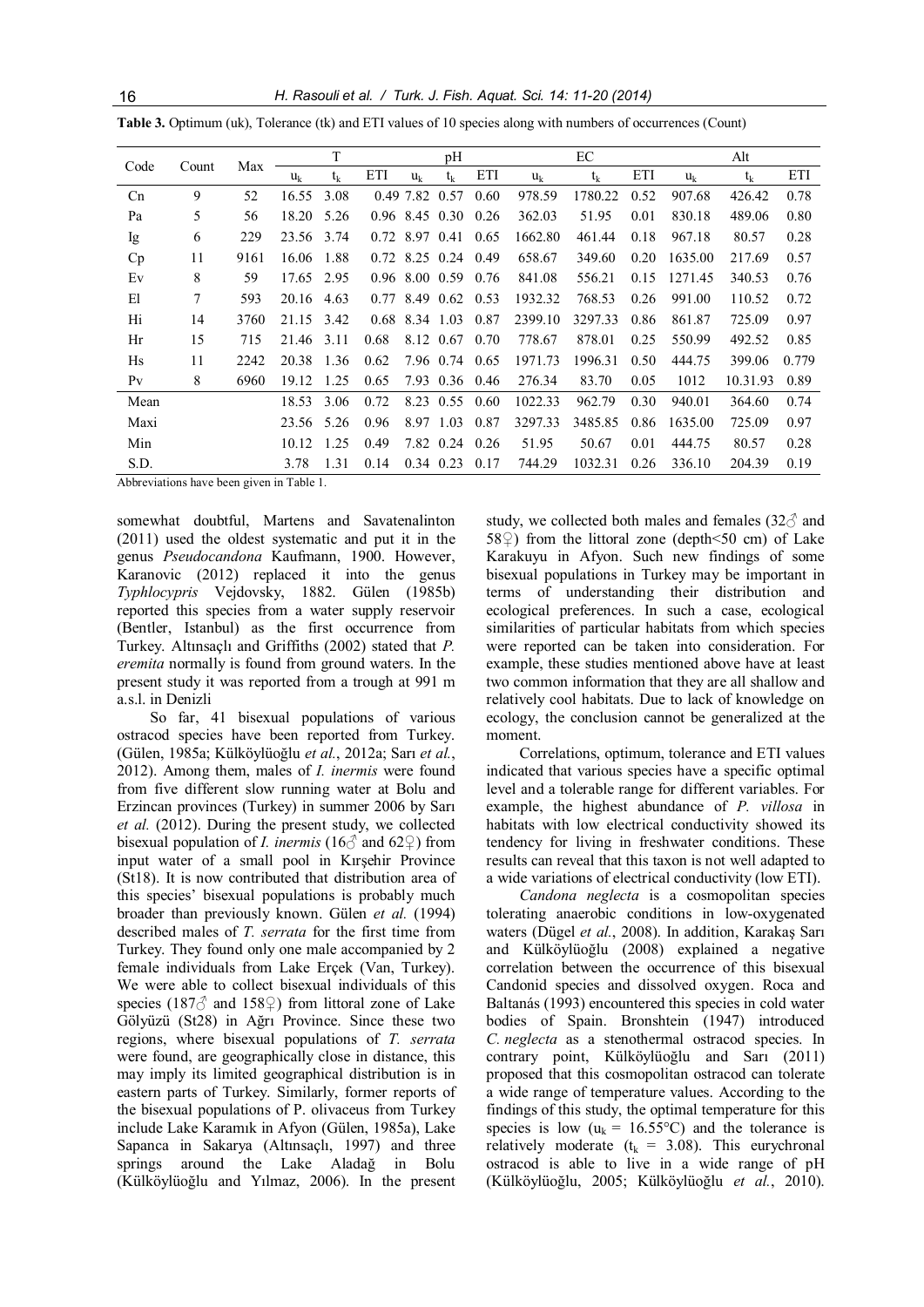**Table 3.** Optimum (uk), Tolerance (tk) and ETI values of 10 species along with numbers of occurrences (Count)

| Code | Count | Max | T | | | pH | | | EC | | | Alt | | |
|---|---|---|---|---|---|---|---|---|---|---|---|---|---|---|
| | | | $u_k$ | $t_k$ | ETI | $u_k$ | $t_k$ | ETI | $u_k$ | $t_k$ | ETI | $u_k$ | $t_k$ | ETI |
| Cn | 9 | 52 | 16.55 | 3.08 | 0.49 | 7.82 | 0.57 | 0.60 | 978.59 | 1780.22 | 0.52 | 907.68 | 426.42 | 0.78 |
| Pa | 5 | 56 | 18.20 | 5.26 | 0.96 | 8.45 | 0.30 | 0.26 | 362.03 | 51.95 | 0.01 | 830.18 | 489.06 | 0.80 |
| Ig | 6 | 229 | 23.56 | 3.74 | 0.72 | 8.97 | 0.41 | 0.65 | 1662.80 | 461.44 | 0.18 | 967.18 | 80.57 | 0.28 |
| Cp | 11 | 9161 | 16.06 | 1.88 | 0.72 | 8.25 | 0.24 | 0.49 | 658.67 | 349.60 | 0.20 | 1635.00 | 217.69 | 0.57 |
| Ev | 8 | 59 | 17.65 | 2.95 | 0.96 | 8.00 | 0.59 | 0.76 | 841.08 | 556.21 | 0.15 | 1271.45 | 340.53 | 0.76 |
| El | 7 | 593 | 20.16 | 4.63 | 0.77 | 8.49 | 0.62 | 0.53 | 1932.32 | 768.53 | 0.26 | 991.00 | 110.52 | 0.72 |
| Hi | 14 | 3760 | 21.15 | 3.42 | 0.68 | 8.34 | 1.03 | 0.87 | 2399.10 | 3297.33 | 0.86 | 861.87 | 725.09 | 0.97 |
| Hr | 15 | 715 | 21.46 | 3.11 | 0.68 | 8.12 | 0.67 | 0.70 | 778.67 | 878.01 | 0.25 | 550.99 | 492.52 | 0.85 |
| Hs | 11 | 2242 | 20.38 | 1.36 | 0.62 | 7.96 | 0.74 | 0.65 | 1971.73 | 1996.31 | 0.50 | 444.75 | 399.06 | 0.779 |
| Pv | 8 | 6960 | 19.12 | 1.25 | 0.65 | 7.93 | 0.36 | 0.46 | 276.34 | 83.70 | 0.05 | 1012 | 10.31.93 | 0.89 |
| Mean | | | 18.53 | 3.06 | 0.72 | 8.23 | 0.55 | 0.60 | 1022.33 | 962.79 | 0.30 | 940.01 | 364.60 | 0.74 |
| Maxi | | | 23.56 | 5.26 | 0.96 | 8.97 | 1.03 | 0.87 | 3297.33 | 3485.85 | 0.86 | 1635.00 | 725.09 | 0.97 |
| Min | | | 10.12 | 1.25 | 0.49 | 7.82 | 0.24 | 0.26 | 51.95 | 50.67 | 0.01 | 444.75 | 80.57 | 0.28 |
| S.D. | | | 3.78 | 1.31 | 0.14 | 0.34 | 0.23 | 0.17 | 744.29 | 1032.31 | 0.26 | 336.10 | 204.39 | 0.19 |

Abbreviations have been given in Table 1.

somewhat doubtful, Martens and Savatenalinton (2011) used the oldest systematic and put it in the genus *Pseudocandona* Kaufmann, 1900. However, Karanovic (2012) replaced it into the genus *Typhlocypris* Vejdovsky, 1882. Gülen (1985b) reported this species from a water supply reservoir (Bentler, Istanbul) as the first occurrence from Turkey. Altınsaçlı and Griffiths (2002) stated that *P. eremita* normally is found from ground waters. In the present study it was reported from a trough at 991 m a.s.l. in Denizli

So far, 41 bisexual populations of various ostracod species have been reported from Turkey. (Gülen, 1985a; Külköylüoğlu *et al.*, 2012a; Sarı *et al.*, 2012). Among them, males of *I. inermis* were found from five different slow running water at Bolu and Erzincan provinces (Turkey) in summer 2006 by Sarı *et al.* (2012). During the present study, we collected bisexual population of *I. inermis* (16♂ and 62♀) from input water of a small pool in Kırşehir Province (St18). It is now contributed that distribution area of this species' bisexual populations is probably much broader than previously known. Gülen *et al.* (1994) described males of *T. serrata* for the first time from Turkey. They found only one male accompanied by 2 female individuals from Lake Erçek (Van, Turkey). We were able to collect bisexual individuals of this species (187♂ and 158♀) from littoral zone of Lake Gölyüzü (St28) in Ağrı Province. Since these two regions, where bisexual populations of *T. serrata* were found, are geographically close in distance, this may imply its limited geographical distribution is in eastern parts of Turkey. Similarly, former reports of the bisexual populations of P. olivaceus from Turkey include Lake Karamık in Afyon (Gülen, 1985a), Lake Sapanca in Sakarya (Altınsaçlı, 1997) and three springs around the Lake Aladağ in Bolu (Külköylüoğlu and Yılmaz, 2006). In the present study, we collected both males and females (32♂ and 58♀) from the littoral zone (depth<50 cm) of Lake Karakuyu in Afyon. Such new findings of some bisexual populations in Turkey may be important in terms of understanding their distribution and ecological preferences. In such a case, ecological similarities of particular habitats from which species were reported can be taken into consideration. For example, these studies mentioned above have at least two common information that they are all shallow and relatively cool habitats. Due to lack of knowledge on ecology, the conclusion cannot be generalized at the moment.

Correlations, optimum, tolerance and ETI values indicated that various species have a specific optimal level and a tolerable range for different variables. For example, the highest abundance of *P. villosa* in habitats with low electrical conductivity showed its tendency for living in freshwater conditions. These results can reveal that this taxon is not well adapted to a wide variations of electrical conductivity (low ETI).

*Candona neglecta* is a cosmopolitan species tolerating anaerobic conditions in low-oxygenated waters (Dügel *et al.*, 2008). In addition, Karakaş Sarı and Külköylüoğlu (2008) explained a negative correlation between the occurrence of this bisexual Candonid species and dissolved oxygen. Roca and Baltanás (1993) encountered this species in cold water bodies of Spain. Bronshtein (1947) introduced *C. neglecta* as a stenothermal ostracod species. In contrary point, Külköylüoğlu and Sarı (2011) proposed that this cosmopolitan ostracod can tolerate a wide range of temperature values. According to the findings of this study, the optimal temperature for this species is low ($u_k$ = 16.55°C) and the tolerance is relatively moderate ($t_k$ = 3.08). This eurychronal ostracod is able to live in a wide range of pH (Külköylüoğlu, 2005; Külköylüoğlu *et al.*, 2010).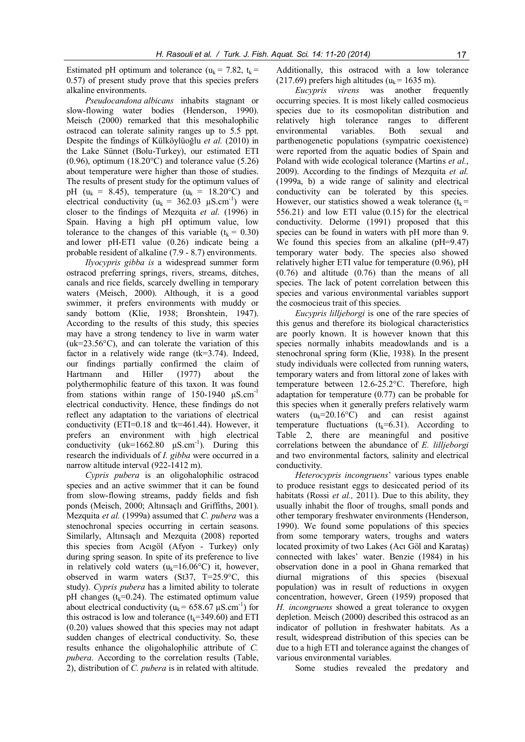Estimated pH optimum and tolerance ($u_k$ = 7.82, $t_k$ = 0.57) of present study prove that this species prefers alkaline environments.

*Pseudocandona albicans* inhabits stagnant or slow-flowing water bodies (Henderson, 1990). Meisch (2000) remarked that this mesohalophilic ostracod can tolerate salinity ranges up to 5.5 ppt. Despite the findings of Külköylüoğlu *et al.* (2010) in the Lake Sünnet (Bolu-Turkey), our estimated ETI (0.96), optimum (18.20°C) and tolerance value (5.26) about temperature were higher than those of studies. The results of present study for the optimum values of pH ($u_k$ = 8.45), temperature ($u_k$ = 18.20°C) and electrical conductivity ($u_k$ = 362.03 µS.cm$^{-1}$) were closer to the findings of Mezquita *et al.* (1996) in Spain. Having a high pH optimum value, low tolerance to the changes of this variable ($t_k$ = 0.30) and lower pH-ETI value (0.26) indicate being a probable resident of alkaline (7.9 - 8.7) environments.

*Ilyocypris gibba is* a widespread summer form ostracod preferring springs, rivers, streams, ditches, canals and rice fields, scarcely dwelling in temporary waters (Meisch, 2000). Although, it is a good swimmer, it prefers environments with muddy or sandy bottom (Klie, 1938; Bronshtein, 1947). According to the results of this study, this species may have a strong tendency to live in warm water (uk=23.56°C), and can tolerate the variation of this factor in a relatively wide range (tk=3.74). Indeed, our findings partially confirmed the claim of Hartmann and Hiller (1977) about the polythermophilic feature of this taxon. It was found from stations within range of 150-1940 µS.cm$^{-1}$ electrical conductivity. Hence, these findings do not reflect any adaptation to the variations of electrical conductivity (ETI=0.18 and tk=461.44). However, it prefers an environment with high electrical conductivity (uk=1662.80 µS.cm$^{-1}$). During this research the individuals of *I. gibba* were occurred in a narrow altitude interval (922-1412 m).

*Cypris pubera* is an oligohalophilic ostracod species and an active swimmer that it can be found from slow-flowing streams, paddy fields and fish ponds (Meisch, 2000; Altınsaçlı and Griffiths, 2001). Mezquita *et al.* (1999a) assumed that *C. pubera* was a stenochronal species occurring in certain seasons. Similarly, Altınsaçlı and Mezquita (2008) reported this species from Acıgöl (Afyon - Turkey) only during spring season. In spite of its preference to live in relatively cold waters ($u_k$=16.06°C) it, however, observed in warm waters (St37, T=25.9°C, this study). *Cypris pubera* has a limited ability to tolerate pH changes ($t_k$=0.24). The estimated optimum value about electrical conductivity ($u_k$ = 658.67 µS.cm$^{-1}$) for this ostracod is low and tolerance ($t_k$=349.60) and ETI (0.20) values showed that this species may not adapt sudden changes of electrical conductivity. So, these results enhance the oligohalophilic attribute of *C. pubera*. According to the correlation results (Table, 2), distribution of *C. pubera* is in related with altitude. Additionally, this ostracod with a low tolerance (217.69) prefers high altitudes ($u_k$ = 1635 m).

*Eucypris virens* was another frequently occurring species. It is most likely called cosmecieus species due to its cosmopolitan distribution and relatively high tolerance ranges to different environmental variables. Both sexual and parthenogenetic populations (sympatric coexistence) were reported from the aquatic bodies of Spain and Poland with wide ecological tolerance (Martins *et al.*, 2009). According to the findings of Mezquita *et al.* (1999a, b) a wide range of salinity and electrical conductivity can be tolerated by this species. However, our statistics showed a weak tolerance ($t_k$ = 556.21) and low ETI value (0.15) for the electrical conductivity. Delorme (1991) proposed that this species can be found in waters with pH more than 9. We found this species from an alkaline (pH=9.47) temporary water body. The species also showed relatively higher ETI value for temperature (0.96), pH (0.76) and altitude (0.76) than the means of all species. The lack of potent correlation between this species and various environmental variables support the cosmecious trait of this species.

*Eucypris lilljeborgi* is one of the rare species of this genus and therefore its biological characteristics are poorly known. It is however known that this species normally inhabits meadowlands and is a stenochronal spring form (Klie, 1938). In the present study individuals were collected from running waters, temporary waters and from littoral zone of lakes with temperature between 12.6-25.2°C. Therefore, high adaptation for temperature (0.77) can be probable for this species when it generally prefers relatively warm waters ($u_k$=20.16°C) and can resist against temperature fluctuations ($t_k$=6.31). According to Table 2, there are meaningful and positive correlations between the abundance of *E. lilljeborgi* and two environmental factors, salinity and electrical conductivity.

*Heterocypris incongruens*' various types enable to produce resistant eggs to desiccated period of its habitats (Rossi *et al.,* 2011). Due to this ability, they usually inhabit the floor of troughs, small ponds and other temporary freshwater environments (Henderson, 1990). We found some populations of this species from some temporary waters, troughs and waters located proximity of two Lakes (Acı Göl and Karataş) connected with lakes' water. Benzie (1984) in his observation done in a pool in Ghana remarked that diurnal migrations of this species (bisexual population) was in result of reductions in oxygen concentration, however, Green (1959) proposed that *H. incongruens* showed a great tolerance to oxygen depletion. Meisch (2000) described this ostracod as an indicator of pollution in freshwater habitats. As a result, widespread distribution of this species can be due to a high ETI and tolerance against the changes of various environmental variables.

Some studies revealed the predatory and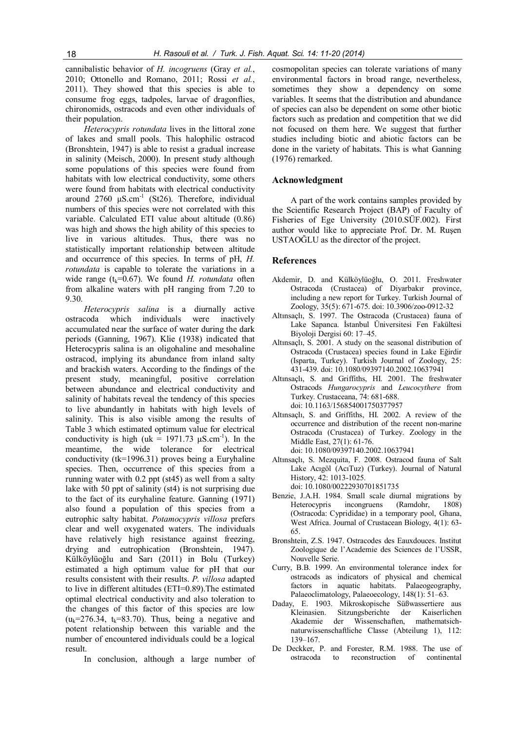cannibalistic behavior of *H. incogruens* (Gray *et al.*, 2010; Ottonello and Romano, 2011; Rossi *et al.*, 2011). They showed that this species is able to consume frog eggs, tadpoles, larvae of dragonflies, chironomids, ostracods and even other individuals of their population.

*Heterocypris rotundata* lives in the littoral zone of lakes and small pools. This halophilic ostracod (Bronshtein, 1947) is able to resist a gradual increase in salinity (Meisch, 2000). In present study although some populations of this species were found from habitats with low electrical conductivity, some others were found from habitats with electrical conductivity around 2760 $\mu S.cm^{-1}$ (St26). Therefore, individual numbers of this species were not correlated with this variable. Calculated ETI value about altitude (0.86) was high and shows the high ability of this species to live in various altitudes. Thus, there was no statistically important relationship between altitude and occurrence of this species. In terms of pH, *H. rotundata* is capable to tolerate the variations in a wide range ($t_k$=0.67). We found *H. rotundata* often from alkaline waters with pH ranging from 7.20 to 9.30.

*Heterocypris salina* is a diurnally active ostracoda which individuals were inactively accumulated near the surface of water during the dark periods (Ganning, 1967). Klie (1938) indicated that Heterocypris salina is an oligohaline and mesohaline ostracod, implying its abundance from inland salty and brackish waters. According to the findings of the present study, meaningful, positive correlation between abundance and electrical conductivity and salinity of habitats reveal the tendency of this species to live abundantly in habitats with high levels of salinity. This is also visible among the results of Table 3 which estimated optimum value for electrical conductivity is high (uk = 1971.73 $\mu S.cm^{-1}$). In the meantime, the wide tolerance for electrical conductivity (tk=1996.31) proves being a Euryhaline species. Then, occurrence of this species from a running water with 0.2 ppt (st45) as well from a salty lake with 50 ppt of salinity (st4) is not surprising due to the fact of its euryhaline feature. Ganning (1971) also found a population of this species from a eutrophic salty habitat. *Potamocypris villosa* prefers clear and well oxygenated waters. The individuals have relatively high resistance against freezing, drying and eutrophication (Bronshtein, 1947). Külköylüoğlu and Sarı (2011) in Bolu (Turkey) estimated a high optimum value for pH that our results consistent with their results. *P. villosa* adapted to live in different altitudes (ETI=0.89).The estimated optimal electrical conductivity and also toleration to the changes of this factor of this species are low ($u_k$=276.34, $t_k$=83.70). Thus, being a negative and potent relationship between this variable and the number of encountered individuals could be a logical result.

In conclusion, although a large number of cosmopolitan species can tolerate variations of many environmental factors in broad range, nevertheless, sometimes they show a dependency on some variables. It seems that the distribution and abundance of species can also be dependent on some other biotic factors such as predation and competition that we did not focused on them here. We suggest that further studies including biotic and abiotic factors can be done in the variety of habitats. This is what Ganning (1976) remarked.

## Acknowledgment

A part of the work contains samples provided by the Scientific Research Project (BAP) of Faculty of Fisheries of Ege University (2010.SÜF.002). First author would like to appreciate Prof. Dr. M. Ruşen USTAOĞLU as the director of the project.

## References

- Akdemir, D. and Külköylüoğlu, O. 2011. Freshwater Ostracoda (Crustacea) of Diyarbakır province, including a new report for Turkey. Turkish Journal of Zoology, 35(5): 671-675. doi: 10.3906/zoo-0912-32
- Altınsaçlı, S. 1997. The Ostracoda (Crustacea) fauna of Lake Sapanca. İstanbul Üniversitesi Fen Fakültesi Biyoloji Dergisi 60: 17–45.
- Altınsaçlı, S. 2001. A study on the seasonal distribution of Ostracoda (Crustacea) species found in Lake Eğirdir (Isparta, Turkey). Turkish Journal of Zoology, 25: 431-439. doi: 10.1080/09397140.2002.10637941
- Altınsaçlı, S. and Griffiths, HI. 2001. The freshwater Ostracods *Hungarocypris* and *Leucocythere* from Turkey. Crustaceana, 74: 681-688. doi: 10.1163/156854001750377957
- Altınsaçlı, S. and Griffiths, HI. 2002. A review of the occurrence and distribution of the recent non-marine Ostracoda (Crustacea) of Turkey. Zoology in the Middle East, 27(1): 61-76. doi: 10.1080/09397140.2002.10637941
- Altınsaçlı, S. Mezquita, F. 2008. Ostracod fauna of Salt Lake Acıgöl (AcıTuz) (Turkey). Journal of Natural History, 42: 1013-1025. doi: 10.1080/00222930701851735
- Benzie, J.A.H. 1984. Small scale diurnal migrations by Heterocypris incongruens (Ramdohr, 1808) (Ostracoda: Cyprididae) in a temporary pool, Ghana, West Africa. Journal of Crustacean Biology, 4(1): 63-65.
- Bronshtein, Z.S. 1947. Ostracodes des Eauxdouces. Institut Zoologique de l'Academie des Sciences de l'USSR, Nouvelle Serie.
- Curry, B.B. 1999. An environmental tolerance index for ostracods as indicators of physical and chemical factors in aquatic habitats. Palaeogeography, Palaeoclimatology, Palaeoecology, 148(1): 51–63.
- Daday, E. 1903. Mikroskopische Süßwassertiere aus Kleinasien. Sitzungsberichte der Kaiserlichen Akademie der Wissenschaften, mathematsich-naturwissenschaftliche Classe (Abteilung 1), 112: 139–167.
- De Deckker, P. and Forester, R.M. 1988. The use of ostracoda to reconstruction of continental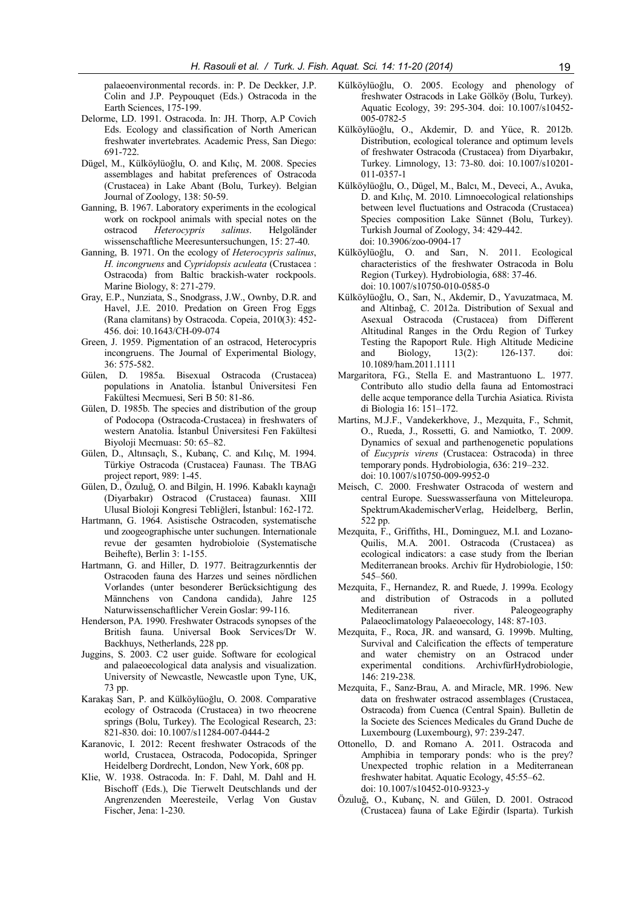palaeoenvironmental records. in: P. De Deckker, J.P. Colin and J.P. Peypouquet (Eds.) Ostracoda in the Earth Sciences, 175-199.

Delorme, LD. 1991. Ostracoda. In: JH. Thorp, A.P Covich Eds. Ecology and classification of North American freshwater invertebrates. Academic Press, San Diego: 691-722.

Dügel, M., Külköylüoğlu, O. and Kılıç, M. 2008. Species assemblages and habitat preferences of Ostracoda (Crustacea) in Lake Abant (Bolu, Turkey). Belgian Journal of Zoology, 138: 50-59.

Ganning, B. 1967. Laboratory experiments in the ecological work on rockpool animals with special notes on the ostracod *Heterocypris salinus*. Helgoländer wissenschaftliche Meeresuntersuchungen, 15: 27-40.

Ganning, B. 1971. On the ecology of *Heterocypris salinus*, *H. incongruens* and *Cypridopsis aculeata* (Crustacea : Ostracoda) from Baltic brackish-water rockpools. Marine Biology, 8: 271-279.

Gray, E.P., Nunziata, S., Snodgrass, J.W., Ownby, D.R. and Havel, J.E. 2010. Predation on Green Frog Eggs (Rana clamitans) by Ostracoda. Copeia, 2010(3): 452-456. doi: 10.1643/CH-09-074

Green, J. 1959. Pigmentation of an ostracod, Heterocypris incongruens. The Journal of Experimental Biology, 36: 575-582.

Gülen, D. 1985a. Bisexual Ostracoda (Crustacea) populations in Anatolia. İstanbul Üniversitesi Fen Fakültesi Mecmuesi, Seri B 50: 81-86.

Gülen, D. 1985b. The species and distribution of the group of Podocopa (Ostracoda-Crustacea) in freshwaters of western Anatolia. İstanbul Üniversitesi Fen Fakültesi Biyoloji Mecmuası: 50: 65–82.

Gülen, D., Altınsaçlı, S., Kubanç, C. and Kılıç, M. 1994. Türkiye Ostracoda (Crustacea) Faunası. The TBAG project report, 989: 1-45.

Gülen, D., Özuluğ, O. and Bilgin, H. 1996. Kabaklı kaynağı (Diyarbakır) Ostracod (Crustacea) faunası. XIII Ulusal Bioloji Kongresi Tebliğleri, İstanbul: 162-172.

Hartmann, G. 1964. Asistische Ostracoden, systematische und zoogeographische unter suchungen. Internationale revue der gesamten hydrobioloie (Systematische Beihefte), Berlin 3: 1-155.

Hartmann, G. and Hiller, D. 1977. Beitragzurkenntis der Ostracoden fauna des Harzes und seines nördlichen Vorlandes (unter besonderer Berücksichtigung des Männchens von Candona candida), Jahre 125 Naturwissenschaftlicher Verein Goslar: 99-116.

Henderson, PA. 1990. Freshwater Ostracods synopses of the British fauna. Universal Book Services/Dr W. Backhuys, Netherlands, 228 pp.

Juggins, S. 2003. C2 user guide. Software for ecological and palaeoecological data analysis and visualization. University of Newcastle, Newcastle upon Tyne, UK, 73 pp.

Karakaş Sarı, P. and Külköylüoğlu, O. 2008. Comparative ecology of Ostracoda (Crustacea) in two rheocrene springs (Bolu, Turkey). The Ecological Research, 23: 821-830. doi: 10.1007/s11284-007-0444-2

Karanovic, I. 2012: Recent freshwater Ostracods of the world, Crustacea, Ostracoda, Podocopida, Springer Heidelberg Dordrecht, London, New York, 608 pp.

Klie, W. 1938. Ostracoda. In: F. Dahl, M. Dahl and H. Bischoff (Eds.), Die Tierwelt Deutschlands und der Angrenzenden Meeresteile, Verlag Von Gustav Fischer, Jena: 1-230.

Külköylüoğlu, O. 2005. Ecology and phenology of freshwater Ostracods in Lake Gölköy (Bolu, Turkey). Aquatic Ecology, 39: 295-304. doi: 10.1007/s10452-005-0782-5

Külköylüoğlu, O., Akdemir, D. and Yüce, R. 2012b. Distribution, ecological tolerance and optimum levels of freshwater Ostracoda (Crustacea) from Diyarbakır, Turkey. Limnology, 13: 73-80. doi: 10.1007/s10201-011-0357-1

Külköylüoğlu, O., Dügel, M., Balcı, M., Deveci, A., Avuka, D. and Kılıç, M. 2010. Limnoecological relationships between level fluctuations and Ostracoda (Crustacea) Species composition Lake Sünnet (Bolu, Turkey). Turkish Journal of Zoology, 34: 429-442. doi: 10.3906/zoo-0904-17

Külköylüoğlu, O. and Sarı, N. 2011. Ecological characteristics of the freshwater Ostracoda in Bolu Region (Turkey). Hydrobiologia, 688: 37-46. doi: 10.1007/s10750-010-0585-0

Külköylüoğlu, O., Sarı, N., Akdemir, D., Yavuzatmaca, M. and Altinbağ, C. 2012a. Distribution of Sexual and Asexual Ostracoda (Crustacea) from Different Altitudinal Ranges in the Ordu Region of Turkey Testing the Rapoport Rule. High Altitude Medicine and Biology, 13(2): 126-137. doi: 10.1089/ham.2011.1111

Margaritora, FG., Stella E. and Mastrantuono L. 1977. Contributo allo studio della fauna ad Entomostraci delle acque temporance della Turchia Asiatica. Rivista di Biologia 16: 151–172.

Martins, M.J.F., Vandekerkhove, J., Mezquita, F., Schmit, O., Rueda, J., Rossetti, G. and Namiotko, T. 2009. Dynamics of sexual and parthenogenetic populations of *Eucypris virens* (Crustacea: Ostracoda) in three temporary ponds. Hydrobiologia, 636: 219–232. doi: 10.1007/s10750-009-9952-0

Meisch, C. 2000. Freshwater Ostracoda of western and central Europe. Suesswasserfauna von Mitteleuropa. SpektrumAkademischerVerlag, Heidelberg, Berlin, 522 pp.

Mezquita, F., Griffiths, HI., Dominguez, M.I. and Lozano-Quilis, M.A. 2001. Ostracoda (Crustacea) as ecological indicators: a case study from the Iberian Mediterranean brooks. Archiv für Hydrobiologie, 150: 545–560.

Mezquita, F., Hernandez, R. and Ruede, J. 1999a. Ecology and distribution of Ostracods in a polluted Mediterranean river. Paleogeography Palaeoclimatology Palaeoecology, 148: 87-103.

Mezquita, F., Roca, JR. and wansard, G. 1999b. Multing, Survival and Calcification the effects of temperature and water chemistry on an Ostracod under experimental conditions. ArchivfürHydrobiologie, 146: 219-238.

Mezquita, F., Sanz-Brau, A. and Miracle, MR. 1996. New data on freshwater ostracod assemblages (Crustacea, Ostracoda) from Cuenca (Central Spain). Bulletin de la Societe des Sciences Medicales du Grand Duche de Luxembourg (Luxembourg), 97: 239-247.

Ottonello, D. and Romano A. 2011. Ostracoda and Amphibia in temporary ponds: who is the prey? Unexpected trophic relation in a Mediterranean freshwater habitat. Aquatic Ecology, 45:55–62. doi: 10.1007/s10452-010-9323-y

Özuluğ, O., Kubanç, N. and Gülen, D. 2001. Ostracod (Crustacea) fauna of Lake Eğirdir (Isparta). Turkish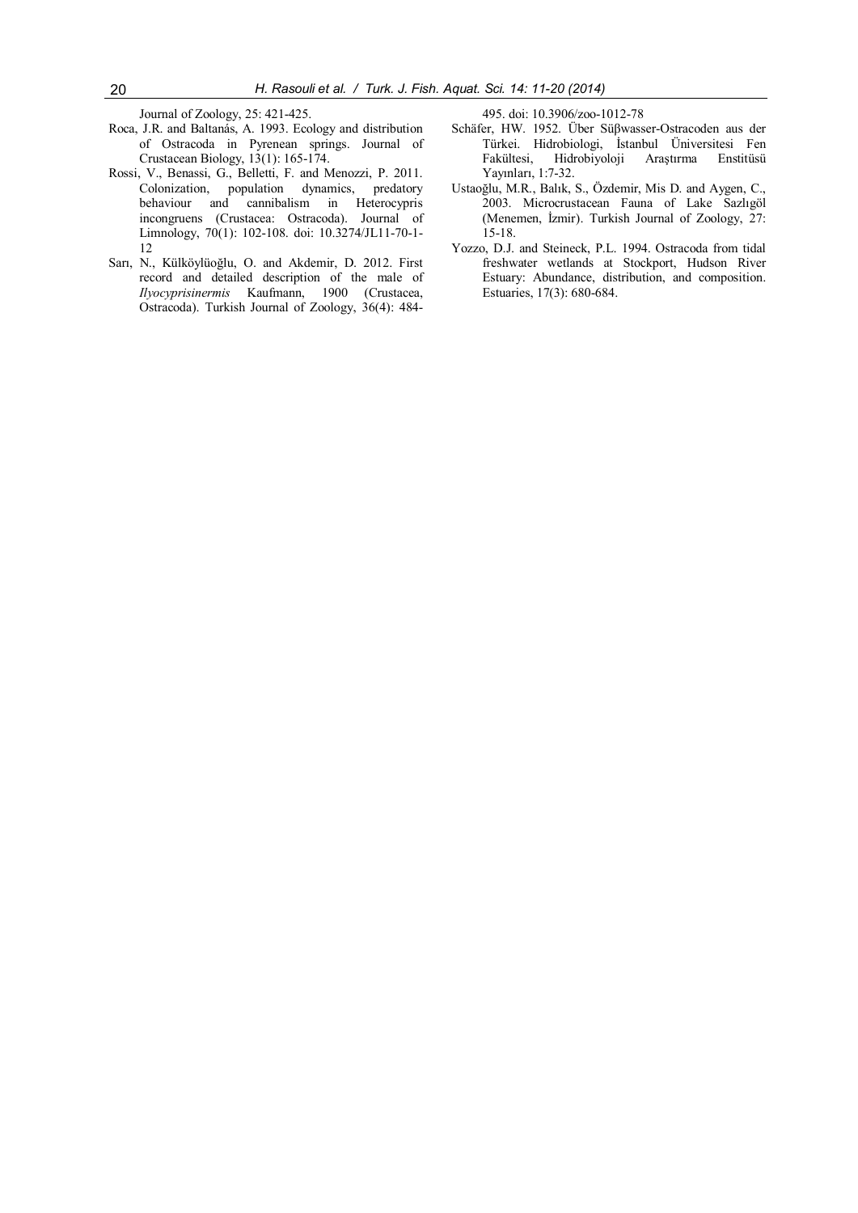Journal of Zoology, 25: 421-425.

Roca, J.R. and Baltanás, A. 1993. Ecology and distribution of Ostracoda in Pyrenean springs. Journal of Crustacean Biology, 13(1): 165-174.

Rossi, V., Benassi, G., Belletti, F. and Menozzi, P. 2011. Colonization, population dynamics, predatory behaviour and cannibalism in Heterocypris incongruens (Crustacea: Ostracoda). Journal of Limnology, 70(1): 102-108. doi: 10.3274/JL11-70-1-12

Sarı, N., Külköylüoğlu, O. and Akdemir, D. 2012. First record and detailed description of the male of *Ilyocyprisinermis* Kaufmann, 1900 (Crustacea, Ostracoda). Turkish Journal of Zoology, 36(4): 484-495. doi: 10.3906/zoo-1012-78

Schäfer, HW. 1952. Über Süβwasser-Ostracoden aus der Türkei. Hidrobiologi, İstanbul Üniversitesi Fen Fakültesi, Hidrobiyoloji Araştırma Enstitüsü Yayınları, 1:7-32.

Ustaoğlu, M.R., Balık, S., Özdemir, Mis D. and Aygen, C., 2003. Microcrustacean Fauna of Lake Sazlıgöl (Menemen, İzmir). Turkish Journal of Zoology, 27: 15-18.

Yozzo, D.J. and Steineck, P.L. 1994. Ostracoda from tidal freshwater wetlands at Stockport, Hudson River Estuary: Abundance, distribution, and composition. Estuaries, 17(3): 680-684.